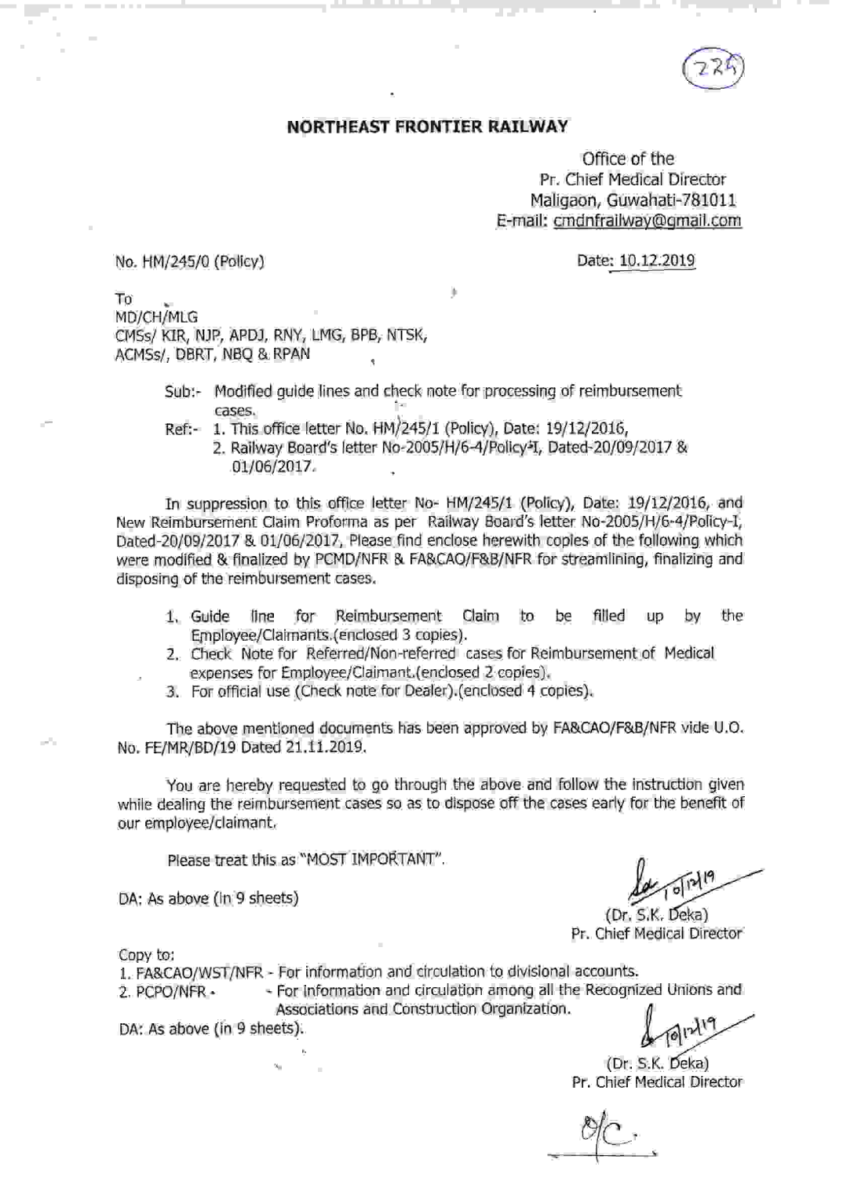(225)

# NORTHEAST FRONTIER RAILWAY

Office of the
Pr. Chief Medical Director
Maligaon, Guwahati-781011
E-mail: cmdnfrailway@gmail.com

No. HM/245/0 (Policy)

Date: 10.12.2019

To
MD/CH/MLG
CMSs/ KIR, NJP, APDJ, RNY, LMG, BPB, NTSK,
ACMSs/, DBRT, NBQ & RPAN

Sub:- Modified guide lines and check note for processing of reimbursement cases.

Ref:- 1. This office letter No. HM/245/1 (Policy), Date: 19/12/2016,
2. Railway Board's letter No-2005/H/6-4/Policy-I, Dated-20/09/2017 & 01/06/2017.

In suppression to this office letter No- HM/245/1 (Policy), Date: 19/12/2016, and New Reimbursement Claim Proforma as per Railway Board's letter No-2005/H/6-4/Policy-I, Dated-20/09/2017 & 01/06/2017, Please find enclose herewith copies of the following which were modified & finalized by PCMD/NFR & FA&CAO/F&B/NFR for streamlining, finalizing and disposing of the reimbursement cases.

1. Guide line for Reimbursement Claim to be filled up by the Employee/Claimants.(enclosed 3 copies).
2. Check Note for Referred/Non-referred cases for Reimbursement of Medical expenses for Employee/Claimant.(enclosed 2 copies).
3. For official use (Check note for Dealer).(enclosed 4 copies).

The above mentioned documents has been approved by FA&CAO/F&B/NFR vide U.O. No. FE/MR/BD/19 Dated 21.11.2019.

You are hereby requested to go through the above and follow the instruction given while dealing the reimbursement cases so as to dispose off the cases early for the benefit of our employee/claimant.

Please treat this as "MOST IMPORTANT".

DA: As above (in 9 sheets)

10/12/19
(Dr. S.K. Deka)
Pr. Chief Medical Director

Copy to:
1. FA&CAO/WST/NFR - For information and circulation to divisional accounts.
2. PCPO/NFR - For information and circulation among all the Recognized Unions and Associations and Construction Organization.

DA: As above (in 9 sheets).

10/12/19
(Dr. S.K. Deka)
Pr. Chief Medical Director

O/C.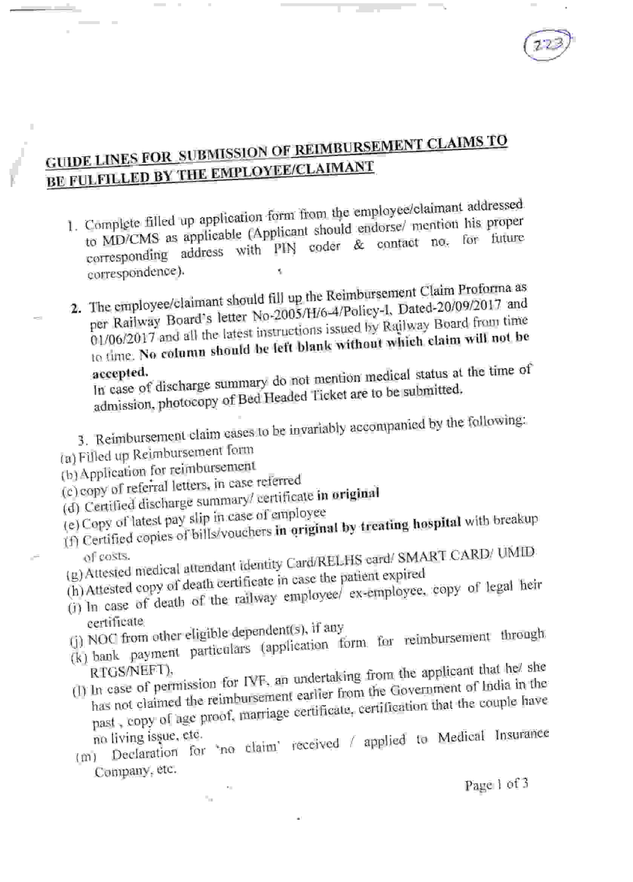## GUIDE LINES FOR SUBMISSION OF REIMBURSEMENT CLAIMS TO BE FULFILLED BY THE EMPLOYEE/CLAIMANT

1. Complete filled up application form from the employee/claimant addressed to MD/CMS as applicable (Applicant should endorse/ mention his proper corresponding address with PIN coder & contact no. for future correspondence).

2. The employee/claimant should fill up the Reimbursement Claim Proforma as per Railway Board's letter No-2005/H/6-4/Policy-I, Dated-20/09/2017 and 01/06/2017 and all the latest instructions issued by Railway Board from time to time. **No column should be left blank without which claim will not be accepted.**
   In case of discharge summary do not mention medical status at the time of admission, photocopy of Bed Headed Ticket are to be submitted.

3. Reimbursement claim cases to be invariably accompanied by the following:

(a) Filled up Reimbursement form
(b) Application for reimbursement
(c) copy of referral letters, in case referred
(d) Certified discharge summary/ certificate **in original**
(e) Copy of latest pay slip in case of employee
(f) Certified copies of bills/vouchers **in original by treating hospital** with breakup of costs.
(g) Attested medical attendant identity Card/RELHS card/ SMART CARD/ UMID
(h) Attested copy of death certificate in case the patient expired
(i) In case of death of the railway employee/ ex-employee, copy of legal heir certificate
(j) NOC from other eligible dependent(s), if any
(k) bank payment particulars (application form for reimbursement through RTGS/NEFT).
(l) In case of permission for IVF, an undertaking from the applicant that he/ she has not claimed the reimbursement earlier from the Government of India in the past , copy of age proof, marriage certificate, certification that the couple have no living issue, etc.
(m) Declaration for 'no claim' received / applied to Medical Insurance Company, etc.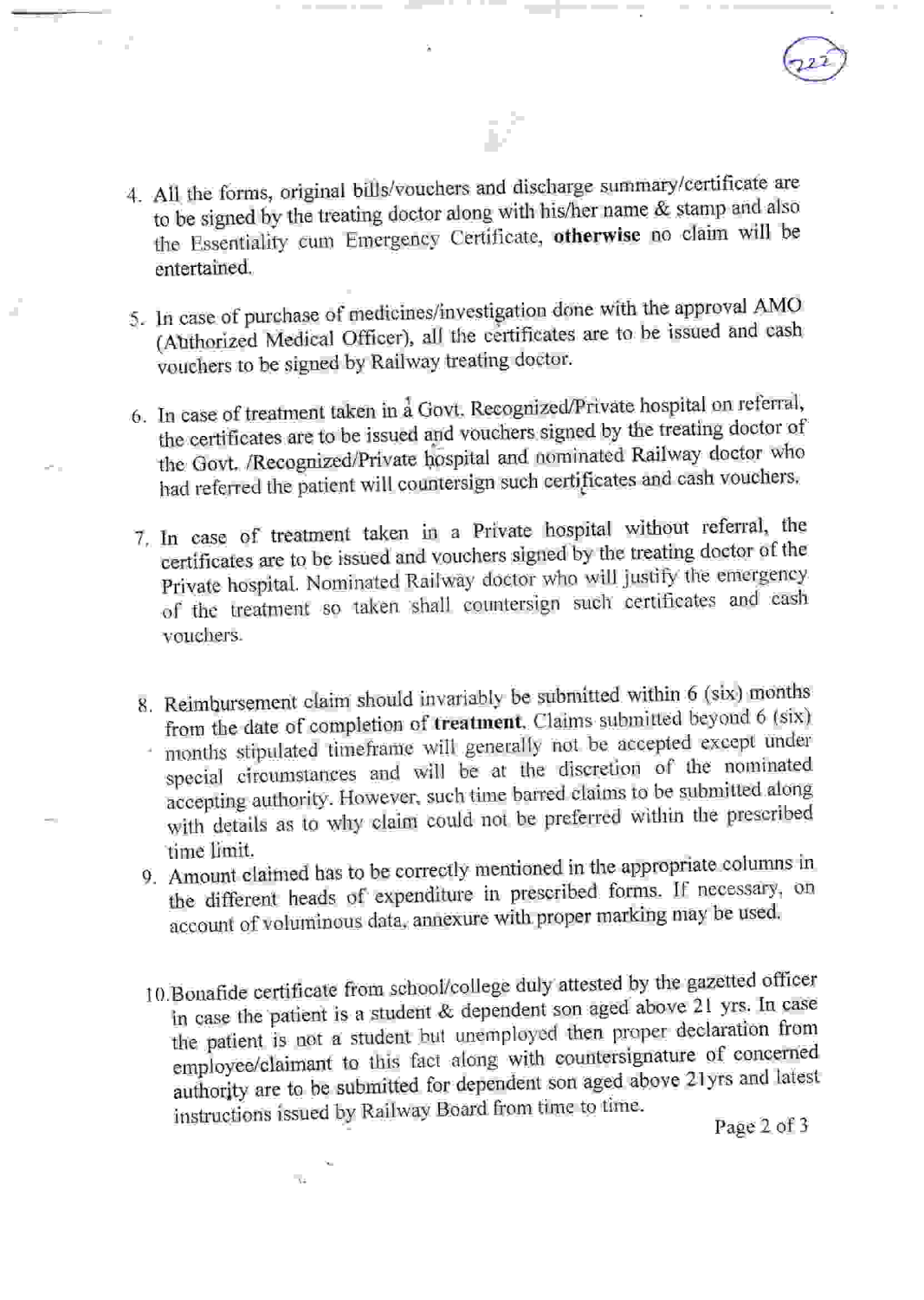4. All the forms, original bills/vouchers and discharge summary/certificate are to be signed by the treating doctor along with his/her name & stamp and also the Essentiality cum Emergency Certificate, **otherwise** no claim will be entertained.

5. In case of purchase of medicines/investigation done with the approval AMO (Authorized Medical Officer), all the certificates are to be issued and cash vouchers to be signed by Railway treating doctor.

6. In case of treatment taken in a Govt. Recognized/Private hospital on referral, the certificates are to be issued and vouchers signed by the treating doctor of the Govt. /Recognized/Private hospital and nominated Railway doctor who had referred the patient will countersign such certificates and cash vouchers.

7. In case of treatment taken in a Private hospital without referral, the certificates are to be issued and vouchers signed by the treating doctor of the Private hospital. Nominated Railway doctor who will justify the emergency of the treatment so taken shall countersign such certificates and cash vouchers.

8. Reimbursement claim should invariably be submitted within 6 (six) months from the date of completion of **treatment**. Claims submitted beyond 6 (six) months stipulated timeframe will generally not be accepted except under special circumstances and will be at the discretion of the nominated accepting authority. However, such time barred claims to be submitted along with details as to why claim could not be preferred within the prescribed time limit.

9. Amount claimed has to be correctly mentioned in the appropriate columns in the different heads of expenditure in prescribed forms. If necessary, on account of voluminous data, annexure with proper marking may be used.

10. Bonafide certificate from school/college duly attested by the gazetted officer in case the patient is a student & dependent son aged above 21 yrs. In case the patient is not a student but unemployed then proper declaration from employee/claimant to this fact along with countersignature of concerned authority are to be submitted for dependent son aged above 21yrs and latest instructions issued by Railway Board from time to time.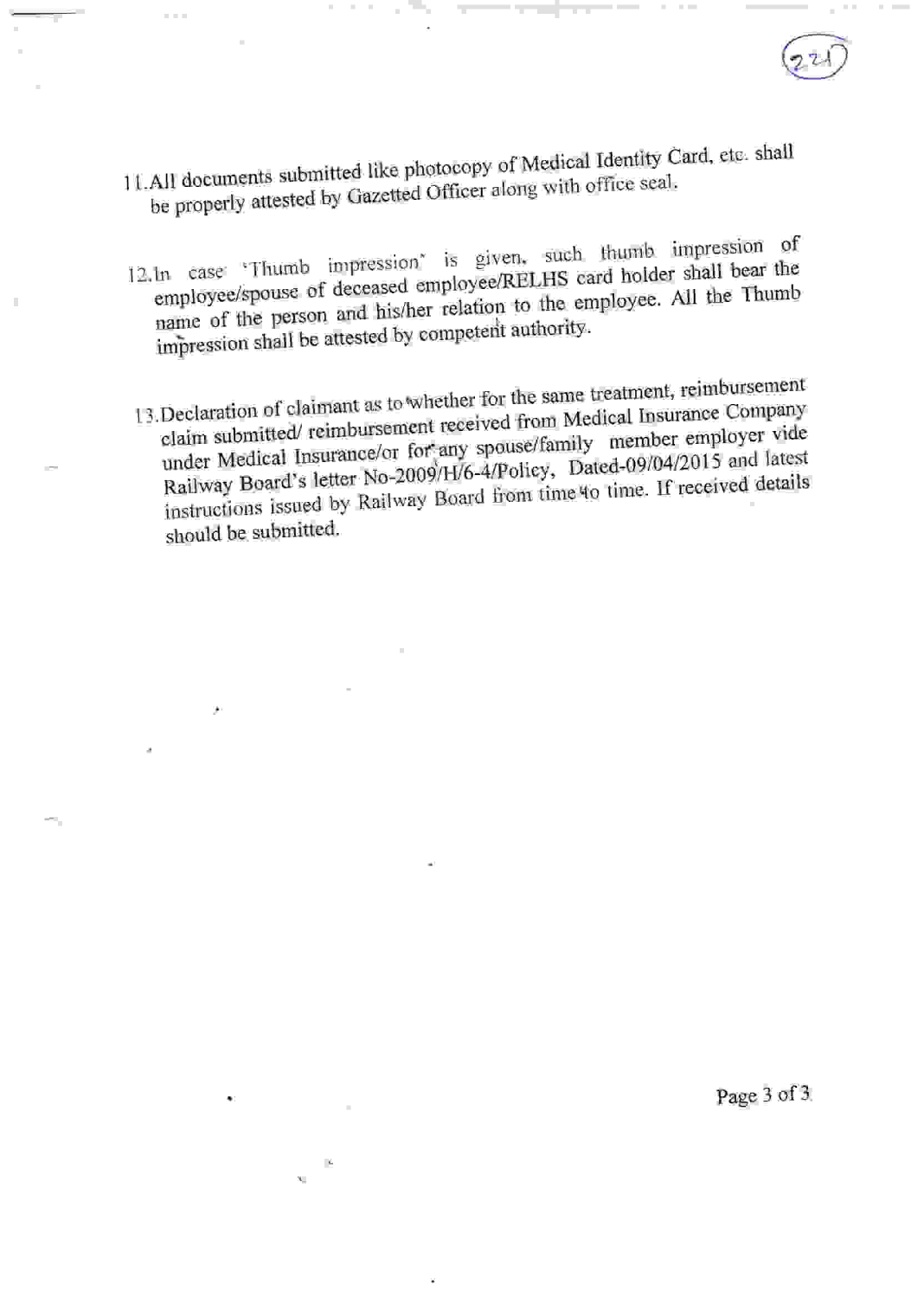11. All documents submitted like photocopy of Medical Identity Card, etc. shall be properly attested by Gazetted Officer along with office seal.

12. In case 'Thumb impression' is given, such thumb impression of employee/spouse of deceased employee/RELHS card holder shall bear the name of the person and his/her relation to the employee. All the Thumb impression shall be attested by competent authority.

13. Declaration of claimant as to whether for the same treatment, reimbursement claim submitted/ reimbursement received from Medical Insurance Company under Medical Insurance/or for any spouse/family member employer vide Railway Board's letter No-2009/H/6-4/Policy, Dated-09/04/2015 and latest instructions issued by Railway Board from time to time. If received details should be submitted.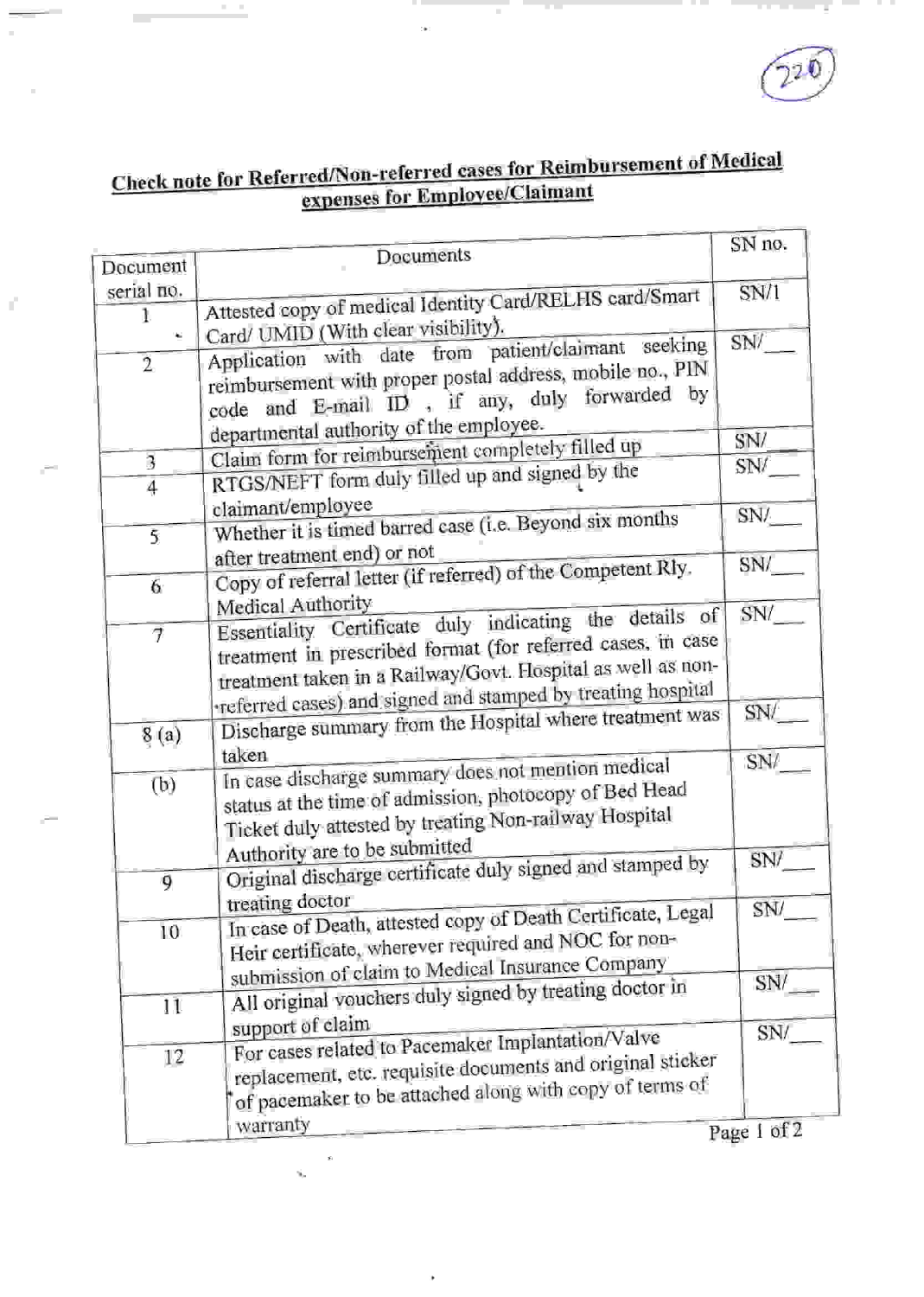## Check note for Referred/Non-referred cases for Reimbursement of Medical expenses for Employee/Claimant

| Document serial no. | Documents | SN no. |
|---|---|---|
| 1 | Attested copy of medical Identity Card/RELHS card/Smart Card/ UMID (With clear visibility). | SN/1 |
| 2 | Application with date from patient/claimant seeking reimbursement with proper postal address, mobile no., PIN code and E-mail ID , if any, duly forwarded by departmental authority of the employee. | SN/___ |
| 3 | Claim form for reimbursement completely filled up | SN/___ |
| 4 | RTGS/NEFT form duly filled up and signed by the claimant/employee | SN/___ |
| 5 | Whether it is timed barred case (i.e. Beyond six months after treatment end) or not | SN/___ |
| 6 | Copy of referral letter (if referred) of the Competent Rly. Medical Authority | SN/___ |
| 7 | Essentiality Certificate duly indicating the details of treatment in prescribed format (for referred cases, in case treatment taken in a Railway/Govt. Hospital as well as non-referred cases) and signed and stamped by treating hospital | SN/___ |
| 8 (a) | Discharge summary from the Hospital where treatment was taken | SN/___ |
| (b) | In case discharge summary does not mention medical status at the time of admission, photocopy of Bed Head Ticket duly attested by treating Non-railway Hospital Authority are to be submitted | SN/___ |
| 9 | Original discharge certificate duly signed and stamped by treating doctor | SN/___ |
| 10 | In case of Death, attested copy of Death Certificate, Legal Heir certificate, wherever required and NOC for non-submission of claim to Medical Insurance Company | SN/___ |
| 11 | All original vouchers duly signed by treating doctor in support of claim | SN/___ |
| 12 | For cases related to Pacemaker Implantation/Valve replacement, etc. requisite documents and original sticker of pacemaker to be attached along with copy of terms of warranty | SN/___ |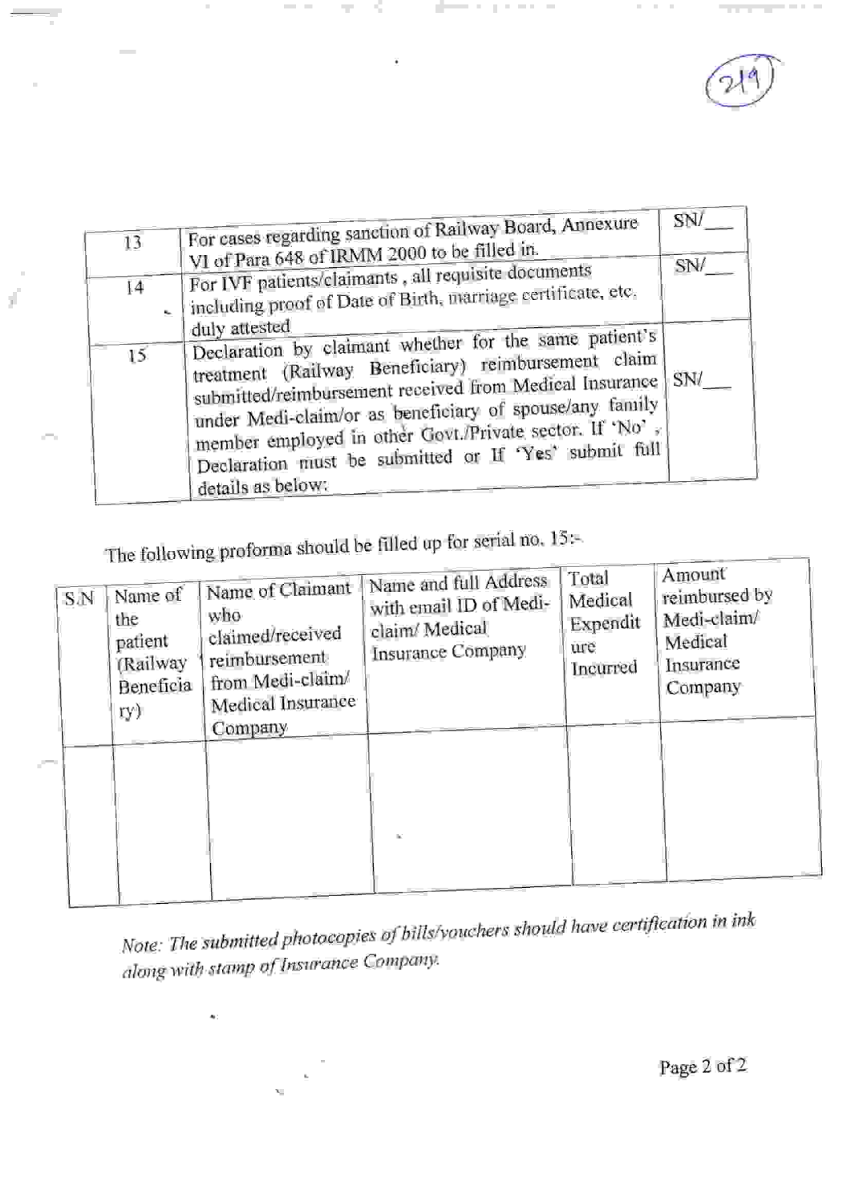| | | |
|---|---|---|
| 13 | For cases regarding sanction of Railway Board, Annexure VI of Para 648 of IRMM 2000 to be filled in. | SN/___ |
| 14 | For IVF patients/claimants , all requisite documents including proof of Date of Birth, marriage certificate, etc. duly attested | SN/___ |
| 15 | Declaration by claimant whether for the same patient's treatment (Railway Beneficiary) reimbursement claim submitted/reimbursement received from Medical Insurance under Medi-claim/or as beneficiary of spouse/any family member employed in other Govt./Private sector. If 'No' , Declaration must be submitted or If 'Yes' submit full details as below: | SN/___ |

The following proforma should be filled up for serial no. 15:-

| S.N | Name of the patient (Railway Beneficiary) | Name of Claimant who claimed/received reimbursement from Medi-claim/ Medical Insurance Company | Name and full Address with email ID of Medi-claim/ Medical Insurance Company | Total Medical Expenditure Incurred | Amount reimbursed by Medi-claim/ Medical Insurance Company |
|---|---|---|---|---|---|
| | | | | | |

*Note: The submitted photocopies of bills/vouchers should have certification in ink along with stamp of Insurance Company.*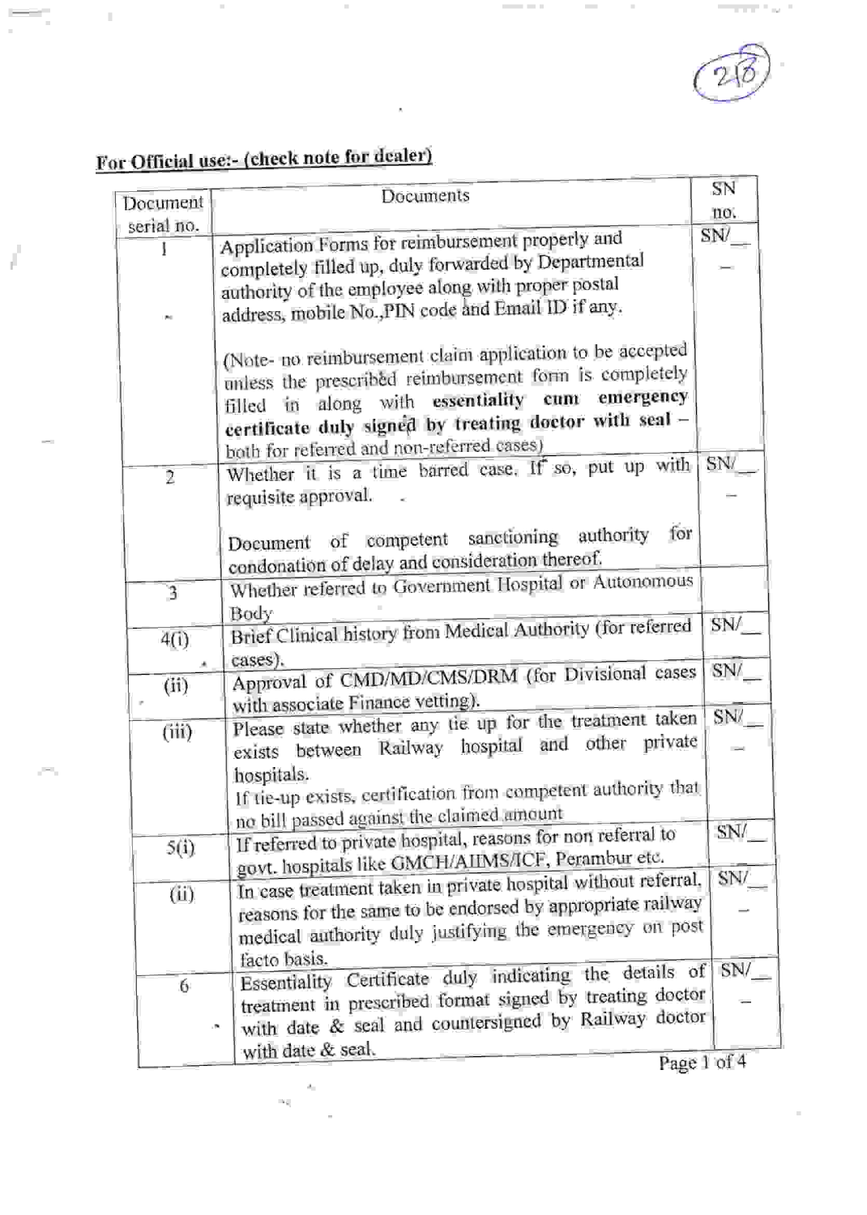**For Official use:- (check note for dealer)**

| Document serial no. | Documents | SN no. |
|---|---|---|
| 1 | Application Forms for reimbursement properly and completely filled up, duly forwarded by Departmental authority of the employee along with proper postal address, mobile No.,PIN code and Email ID if any.<br><br>(Note- no reimbursement claim application to be accepted unless the prescribed reimbursement form is completely filled in along with **essentiality cum emergency certificate duly signed by treating doctor with seal** – both for referred and non-referred cases) | SN/__ |
| 2 | Whether it is a time barred case. If so, put up with requisite approval.<br><br>Document of competent sanctioning authority for condonation of delay and consideration thereof. | SN/__ |
| 3 | Whether referred to Government Hospital or Autonomous Body | |
| 4(i) | Brief Clinical history from Medical Authority (for referred cases). | SN/__ |
| (ii) | Approval of CMD/MD/CMS/DRM (for Divisional cases with associate Finance vetting). | SN/__ |
| (iii) | Please state whether any tie up for the treatment taken exists between Railway hospital and other private hospitals.<br>If tie-up exists, certification from competent authority that no bill passed against the claimed amount | SN/__ |
| 5(i) | If referred to private hospital, reasons for non referral to govt. hospitals like GMCH/AIIMS/ICF, Perambur etc. | SN/__ |
| (ii) | In case treatment taken in private hospital without referral, reasons for the same to be endorsed by appropriate railway medical authority duly justifying the emergency on post facto basis. | SN/__ |
| 6 | Essentiality Certificate duly indicating the details of treatment in prescribed format signed by treating doctor with date & seal and countersigned by Railway doctor with date & seal. | SN/__ |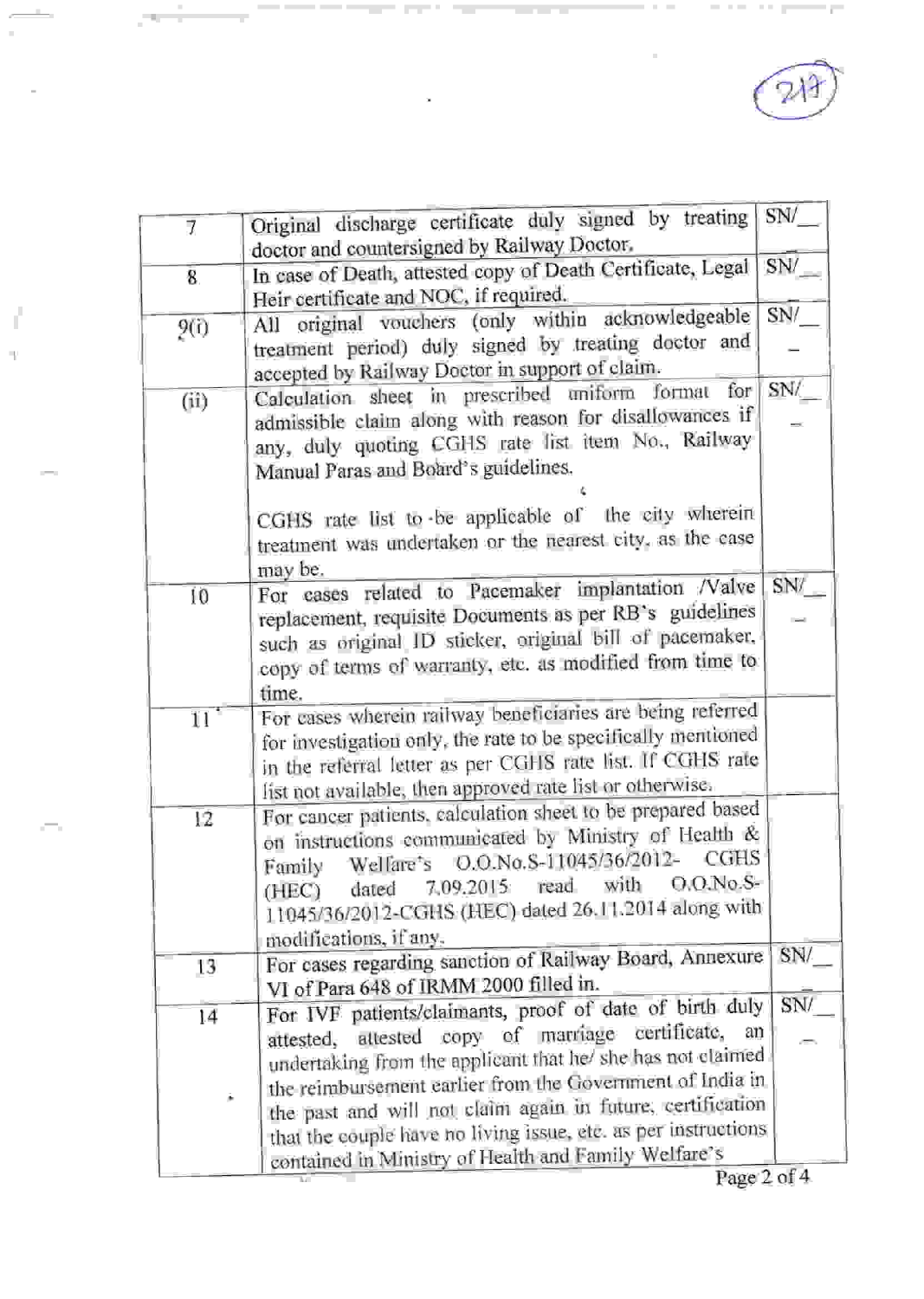| | | |
|---|---|---|
| 7 | Original discharge certificate duly signed by treating doctor and countersigned by Railway Doctor. | SN/__ |
| 8 | In case of Death, attested copy of Death Certificate, Legal Heir certificate and NOC, if required. | SN/__ |
| 9(i) | All original vouchers (only within acknowledgeable treatment period) duly signed by treating doctor and accepted by Railway Doctor in support of claim. | SN/__ |
| (ii) | Calculation sheet in prescribed uniform format for admissible claim along with reason for disallowances if any, duly quoting CGHS rate list item No., Railway Manual Paras and Board's guidelines.<br><br>CGHS rate list to be applicable of the city wherein treatment was undertaken or the nearest city, as the case may be. | SN/__ |
| 10 | For cases related to Pacemaker implantation /Valve replacement, requisite Documents as per RB's guidelines such as original ID sticker, original bill of pacemaker, copy of terms of warranty, etc. as modified from time to time. | SN/__ |
| 11 | For cases wherein railway beneficiaries are being referred for investigation only, the rate to be specifically mentioned in the referral letter as per CGHS rate list. If CGHS rate list not available, then approved rate list or otherwise. | |
| 12 | For cancer patients, calculation sheet to be prepared based on instructions communicated by Ministry of Health & Family Welfare's O.O.No.S-11045/36/2012- CGHS (HEC) dated 7.09.2015 read with O.O.No.S-11045/36/2012-CGHS (HEC) dated 26.11.2014 along with modifications, if any. | |
| 13 | For cases regarding sanction of Railway Board, Annexure VI of Para 648 of IRMM 2000 filled in. | SN/__ |
| 14 | For IVF patients/claimants, proof of date of birth duly attested, attested copy of marriage certificate, an undertaking from the applicant that he/ she has not claimed the reimbursement earlier from the Government of India in the past and will not claim again in future, certification that the couple have no living issue, etc. as per instructions contained in Ministry of Health and Family Welfare's | SN/__ |